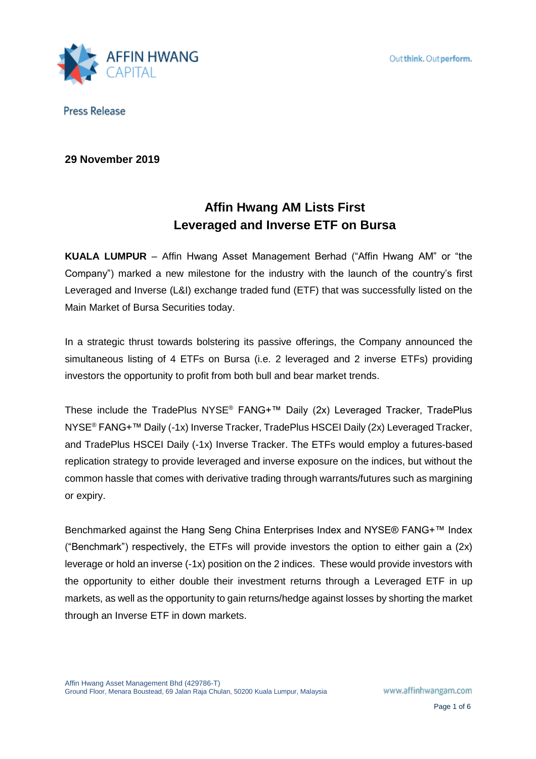AFFIN HWANG CAPITAL

Outthink. Outperform.

Press Release

**29 November 2019**

# Affin Hwang AM Lists First Leveraged and Inverse ETF on Bursa

**KUALA LUMPUR** – Affin Hwang Asset Management Berhad ("Affin Hwang AM" or "the Company") marked a new milestone for the industry with the launch of the country's first Leveraged and Inverse (L&I) exchange traded fund (ETF) that was successfully listed on the Main Market of Bursa Securities today.

In a strategic thrust towards bolstering its passive offerings, the Company announced the simultaneous listing of 4 ETFs on Bursa (i.e. 2 leveraged and 2 inverse ETFs) providing investors the opportunity to profit from both bull and bear market trends.

These include the TradePlus NYSE® FANG+™ Daily (2x) Leveraged Tracker, TradePlus NYSE® FANG+™ Daily (-1x) Inverse Tracker, TradePlus HSCEI Daily (2x) Leveraged Tracker, and TradePlus HSCEI Daily (-1x) Inverse Tracker. The ETFs would employ a futures-based replication strategy to provide leveraged and inverse exposure on the indices, but without the common hassle that comes with derivative trading through warrants/futures such as margining or expiry.

Benchmarked against the Hang Seng China Enterprises Index and NYSE® FANG+™ Index ("Benchmark") respectively, the ETFs will provide investors the option to either gain a (2x) leverage or hold an inverse (-1x) position on the 2 indices. These would provide investors with the opportunity to either double their investment returns through a Leveraged ETF in up markets, as well as the opportunity to gain returns/hedge against losses by shorting the market through an Inverse ETF in down markets.

Affin Hwang Asset Management Bhd (429786-T)
Ground Floor, Menara Boustead, 69 Jalan Raja Chulan, 50200 Kuala Lumpur, Malaysia

www.affinhwangam.com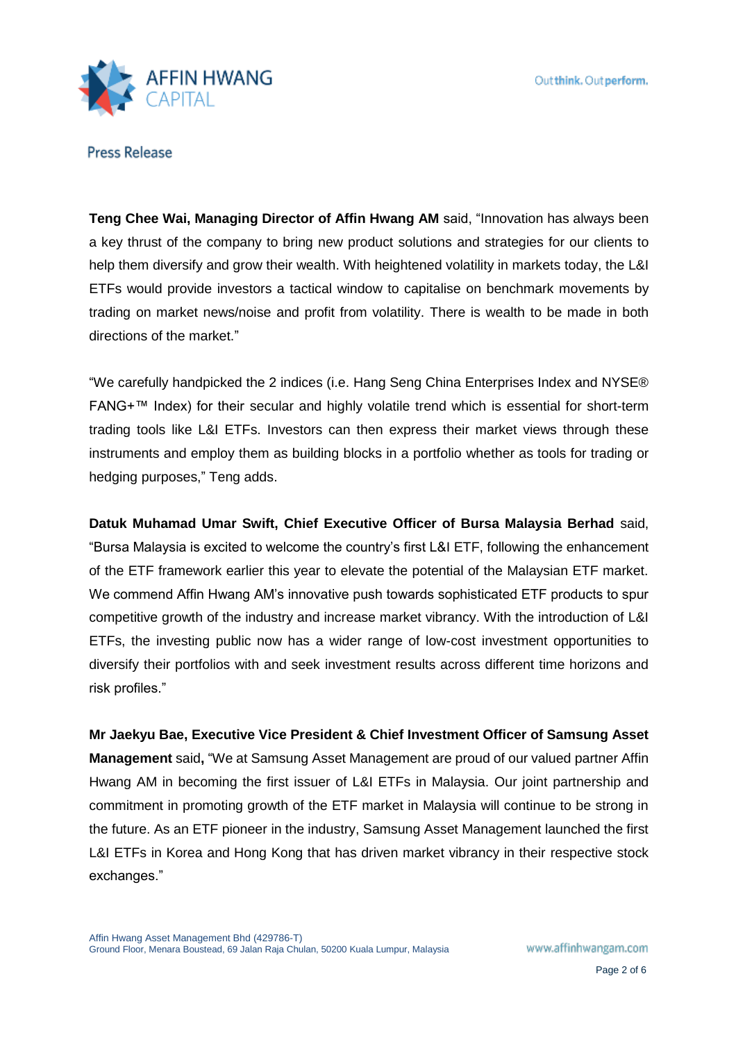**Teng Chee Wai, Managing Director of Affin Hwang AM** said, "Innovation has always been a key thrust of the company to bring new product solutions and strategies for our clients to help them diversify and grow their wealth. With heightened volatility in markets today, the L&I ETFs would provide investors a tactical window to capitalise on benchmark movements by trading on market news/noise and profit from volatility. There is wealth to be made in both directions of the market."

"We carefully handpicked the 2 indices (i.e. Hang Seng China Enterprises Index and NYSE® FANG+™ Index) for their secular and highly volatile trend which is essential for short-term trading tools like L&I ETFs. Investors can then express their market views through these instruments and employ them as building blocks in a portfolio whether as tools for trading or hedging purposes," Teng adds.

**Datuk Muhamad Umar Swift, Chief Executive Officer of Bursa Malaysia Berhad** said, "Bursa Malaysia is excited to welcome the country's first L&I ETF, following the enhancement of the ETF framework earlier this year to elevate the potential of the Malaysian ETF market. We commend Affin Hwang AM's innovative push towards sophisticated ETF products to spur competitive growth of the industry and increase market vibrancy. With the introduction of L&I ETFs, the investing public now has a wider range of low-cost investment opportunities to diversify their portfolios with and seek investment results across different time horizons and risk profiles."

**Mr Jaekyu Bae, Executive Vice President & Chief Investment Officer of Samsung Asset Management** said**,** "We at Samsung Asset Management are proud of our valued partner Affin Hwang AM in becoming the first issuer of L&I ETFs in Malaysia. Our joint partnership and commitment in promoting growth of the ETF market in Malaysia will continue to be strong in the future. As an ETF pioneer in the industry, Samsung Asset Management launched the first L&I ETFs in Korea and Hong Kong that has driven market vibrancy in their respective stock exchanges."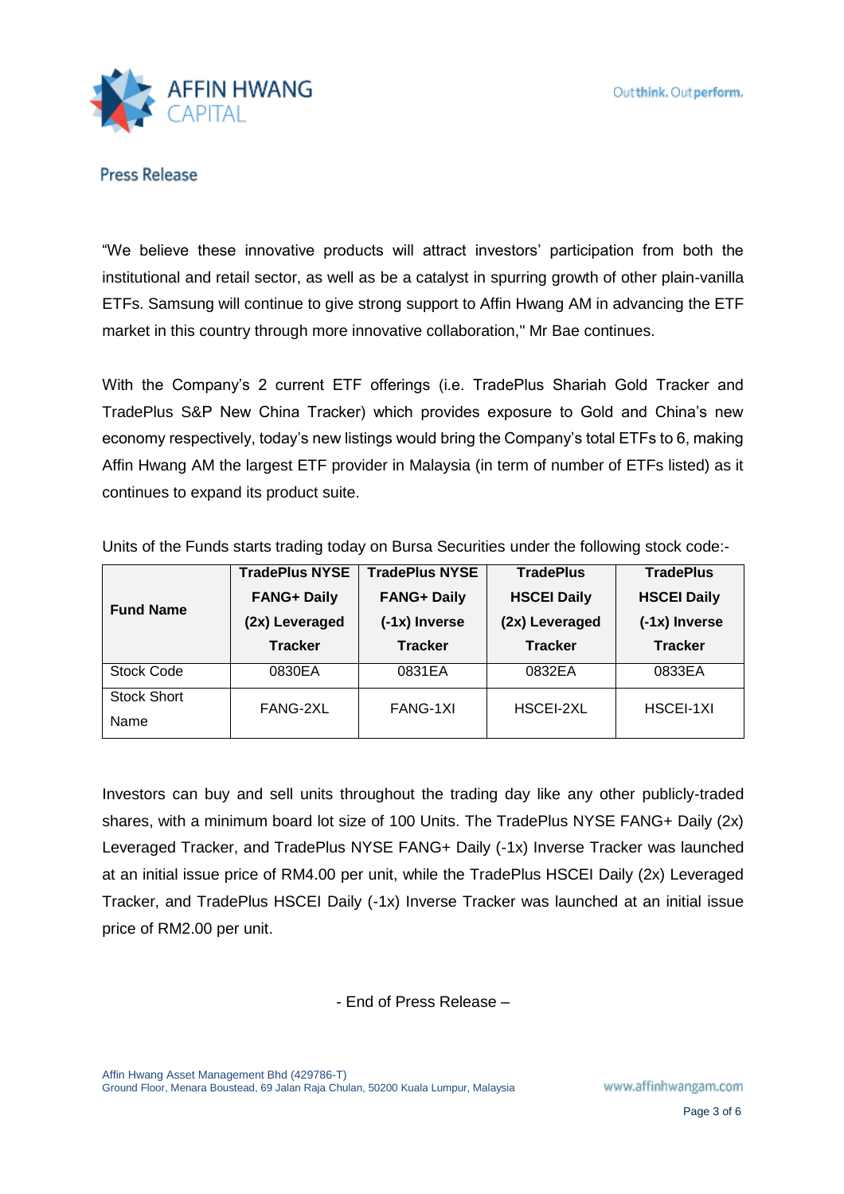Press Release

"We believe these innovative products will attract investors' participation from both the institutional and retail sector, as well as be a catalyst in spurring growth of other plain-vanilla ETFs. Samsung will continue to give strong support to Affin Hwang AM in advancing the ETF market in this country through more innovative collaboration," Mr Bae continues.

With the Company's 2 current ETF offerings (i.e. TradePlus Shariah Gold Tracker and TradePlus S&P New China Tracker) which provides exposure to Gold and China's new economy respectively, today's new listings would bring the Company's total ETFs to 6, making Affin Hwang AM the largest ETF provider in Malaysia (in term of number of ETFs listed) as it continues to expand its product suite.

Units of the Funds starts trading today on Bursa Securities under the following stock code:-

| **Fund Name** | **TradePlus NYSE FANG+ Daily (2x) Leveraged Tracker** | **TradePlus NYSE FANG+ Daily (-1x) Inverse Tracker** | **TradePlus HSCEI Daily (2x) Leveraged Tracker** | **TradePlus HSCEI Daily (-1x) Inverse Tracker** |
|---|---|---|---|---|
| Stock Code | 0830EA | 0831EA | 0832EA | 0833EA |
| Stock Short Name | FANG-2XL | FANG-1XI | HSCEI-2XL | HSCEI-1XI |

Investors can buy and sell units throughout the trading day like any other publicly-traded shares, with a minimum board lot size of 100 Units. The TradePlus NYSE FANG+ Daily (2x) Leveraged Tracker, and TradePlus NYSE FANG+ Daily (-1x) Inverse Tracker was launched at an initial issue price of RM4.00 per unit, while the TradePlus HSCEI Daily (2x) Leveraged Tracker, and TradePlus HSCEI Daily (-1x) Inverse Tracker was launched at an initial issue price of RM2.00 per unit.

- End of Press Release –

Affin Hwang Asset Management Bhd (429786-T)
Ground Floor, Menara Boustead, 69 Jalan Raja Chulan, 50200 Kuala Lumpur, Malaysia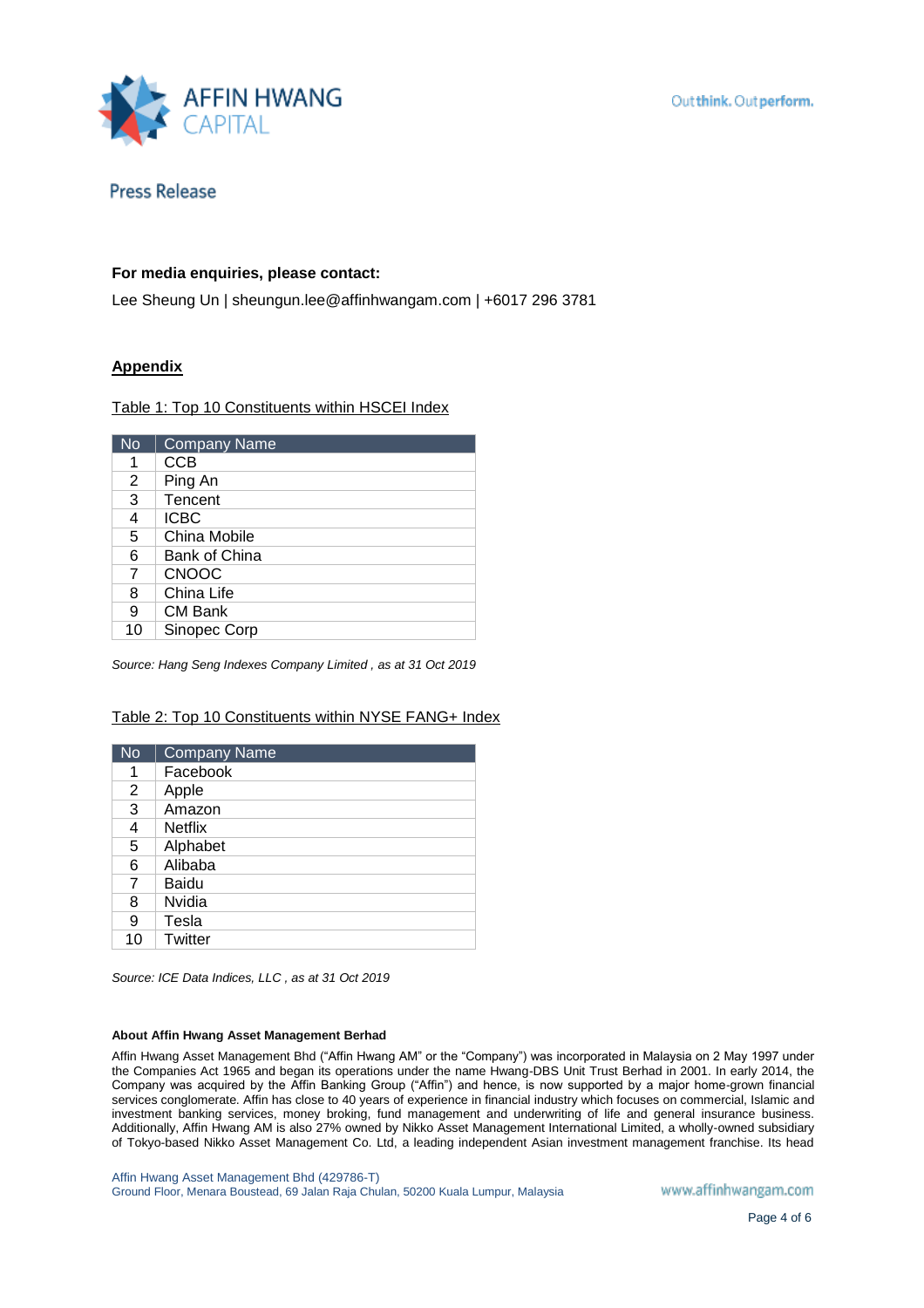**For media enquiries, please contact:**

Lee Sheung Un | sheungun.lee@affinhwangam.com | +6017 296 3781

**Appendix**

Table 1: Top 10 Constituents within HSCEI Index

| No | Company Name |
|---|---|
| 1 | CCB |
| 2 | Ping An |
| 3 | Tencent |
| 4 | ICBC |
| 5 | China Mobile |
| 6 | Bank of China |
| 7 | CNOOC |
| 8 | China Life |
| 9 | CM Bank |
| 10 | Sinopec Corp |

*Source: Hang Seng Indexes Company Limited , as at 31 Oct 2019*

Table 2: Top 10 Constituents within NYSE FANG+ Index

| No | Company Name |
|---|---|
| 1 | Facebook |
| 2 | Apple |
| 3 | Amazon |
| 4 | Netflix |
| 5 | Alphabet |
| 6 | Alibaba |
| 7 | Baidu |
| 8 | Nvidia |
| 9 | Tesla |
| 10 | Twitter |

*Source: ICE Data Indices, LLC , as at 31 Oct 2019*

**About Affin Hwang Asset Management Berhad**

Affin Hwang Asset Management Bhd ("Affin Hwang AM" or the "Company") was incorporated in Malaysia on 2 May 1997 under the Companies Act 1965 and began its operations under the name Hwang-DBS Unit Trust Berhad in 2001. In early 2014, the Company was acquired by the Affin Banking Group ("Affin") and hence, is now supported by a major home-grown financial services conglomerate. Affin has close to 40 years of experience in financial industry which focuses on commercial, Islamic and investment banking services, money broking, fund management and underwriting of life and general insurance business. Additionally, Affin Hwang AM is also 27% owned by Nikko Asset Management International Limited, a wholly-owned subsidiary of Tokyo-based Nikko Asset Management Co. Ltd, a leading independent Asian investment management franchise. Its head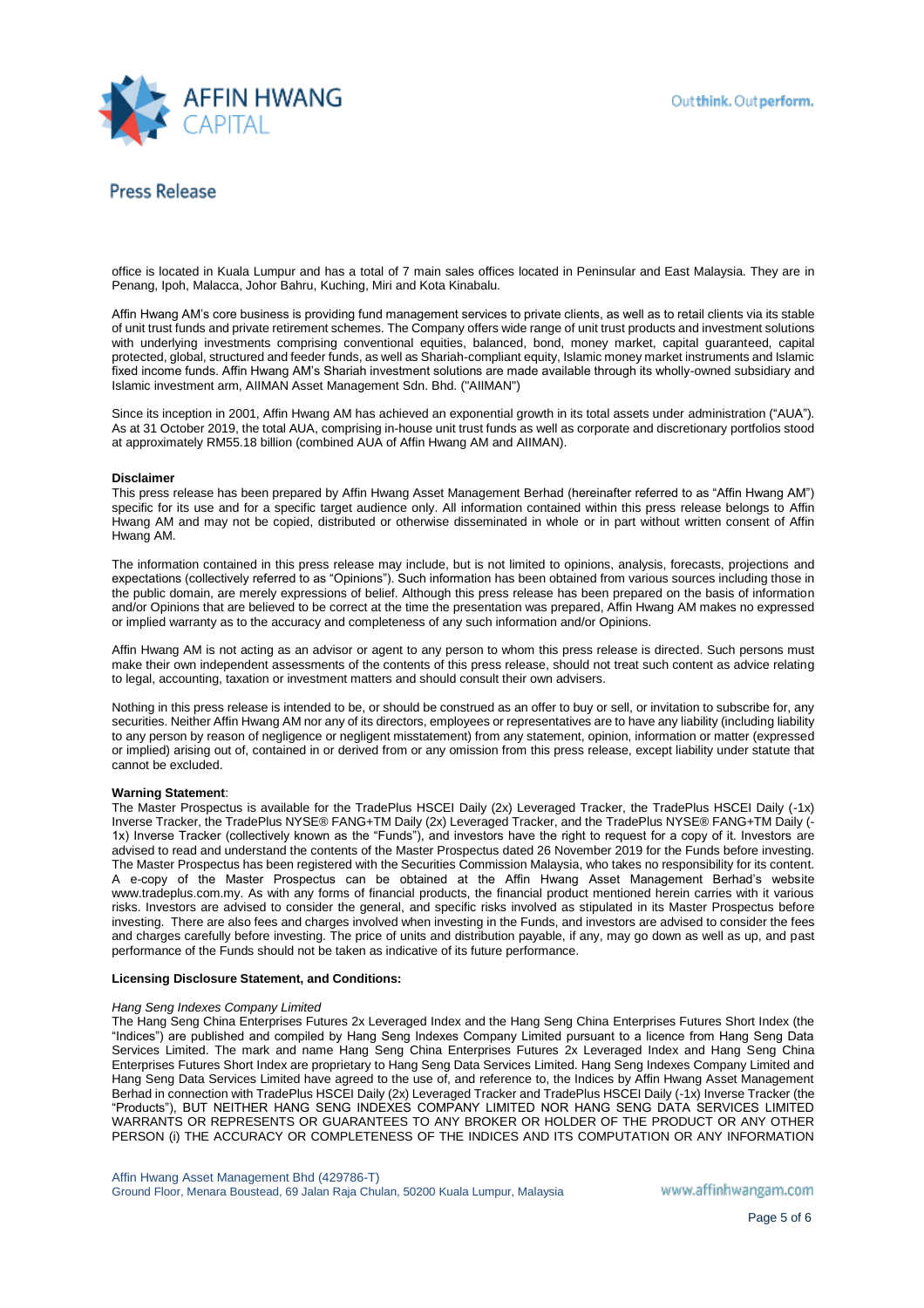office is located in Kuala Lumpur and has a total of 7 main sales offices located in Peninsular and East Malaysia. They are in Penang, Ipoh, Malacca, Johor Bahru, Kuching, Miri and Kota Kinabalu.

Affin Hwang AM's core business is providing fund management services to private clients, as well as to retail clients via its stable of unit trust funds and private retirement schemes. The Company offers wide range of unit trust products and investment solutions with underlying investments comprising conventional equities, balanced, bond, money market, capital guaranteed, capital protected, global, structured and feeder funds, as well as Shariah-compliant equity, Islamic money market instruments and Islamic fixed income funds. Affin Hwang AM's Shariah investment solutions are made available through its wholly-owned subsidiary and Islamic investment arm, AIIMAN Asset Management Sdn. Bhd. ("AIIMAN")

Since its inception in 2001, Affin Hwang AM has achieved an exponential growth in its total assets under administration ("AUA"). As at 31 October 2019, the total AUA, comprising in-house unit trust funds as well as corporate and discretionary portfolios stood at approximately RM55.18 billion (combined AUA of Affin Hwang AM and AIIMAN).

**Disclaimer**

This press release has been prepared by Affin Hwang Asset Management Berhad (hereinafter referred to as "Affin Hwang AM") specific for its use and for a specific target audience only. All information contained within this press release belongs to Affin Hwang AM and may not be copied, distributed or otherwise disseminated in whole or in part without written consent of Affin Hwang AM.

The information contained in this press release may include, but is not limited to opinions, analysis, forecasts, projections and expectations (collectively referred to as "Opinions"). Such information has been obtained from various sources including those in the public domain, are merely expressions of belief. Although this press release has been prepared on the basis of information and/or Opinions that are believed to be correct at the time the presentation was prepared, Affin Hwang AM makes no expressed or implied warranty as to the accuracy and completeness of any such information and/or Opinions.

Affin Hwang AM is not acting as an advisor or agent to any person to whom this press release is directed. Such persons must make their own independent assessments of the contents of this press release, should not treat such content as advice relating to legal, accounting, taxation or investment matters and should consult their own advisers.

Nothing in this press release is intended to be, or should be construed as an offer to buy or sell, or invitation to subscribe for, any securities. Neither Affin Hwang AM nor any of its directors, employees or representatives are to have any liability (including liability to any person by reason of negligence or negligent misstatement) from any statement, opinion, information or matter (expressed or implied) arising out of, contained in or derived from or any omission from this press release, except liability under statute that cannot be excluded.

**Warning Statement**:

The Master Prospectus is available for the TradePlus HSCEI Daily (2x) Leveraged Tracker, the TradePlus HSCEI Daily (-1x) Inverse Tracker, the TradePlus NYSE® FANG+TM Daily (2x) Leveraged Tracker, and the TradePlus NYSE® FANG+TM Daily (-1x) Inverse Tracker (collectively known as the "Funds"), and investors have the right to request for a copy of it. Investors are advised to read and understand the contents of the Master Prospectus dated 26 November 2019 for the Funds before investing. The Master Prospectus has been registered with the Securities Commission Malaysia, who takes no responsibility for its content. A e-copy of the Master Prospectus can be obtained at the Affin Hwang Asset Management Berhad's website www.tradeplus.com.my. As with any forms of financial products, the financial product mentioned herein carries with it various risks. Investors are advised to consider the general, and specific risks involved as stipulated in its Master Prospectus before investing. There are also fees and charges involved when investing in the Funds, and investors are advised to consider the fees and charges carefully before investing. The price of units and distribution payable, if any, may go down as well as up, and past performance of the Funds should not be taken as indicative of its future performance.

**Licensing Disclosure Statement, and Conditions:**

*Hang Seng Indexes Company Limited*

The Hang Seng China Enterprises Futures 2x Leveraged Index and the Hang Seng China Enterprises Futures Short Index (the "Indices") are published and compiled by Hang Seng Indexes Company Limited pursuant to a licence from Hang Seng Data Services Limited. The mark and name Hang Seng China Enterprises Futures 2x Leveraged Index and Hang Seng China Enterprises Futures Short Index are proprietary to Hang Seng Data Services Limited. Hang Seng Indexes Company Limited and Hang Seng Data Services Limited have agreed to the use of, and reference to, the Indices by Affin Hwang Asset Management Berhad in connection with TradePlus HSCEI Daily (2x) Leveraged Tracker and TradePlus HSCEI Daily (-1x) Inverse Tracker (the "Products"), BUT NEITHER HANG SENG INDEXES COMPANY LIMITED NOR HANG SENG DATA SERVICES LIMITED WARRANTS OR REPRESENTS OR GUARANTEES TO ANY BROKER OR HOLDER OF THE PRODUCT OR ANY OTHER PERSON (i) THE ACCURACY OR COMPLETENESS OF THE INDICES AND ITS COMPUTATION OR ANY INFORMATION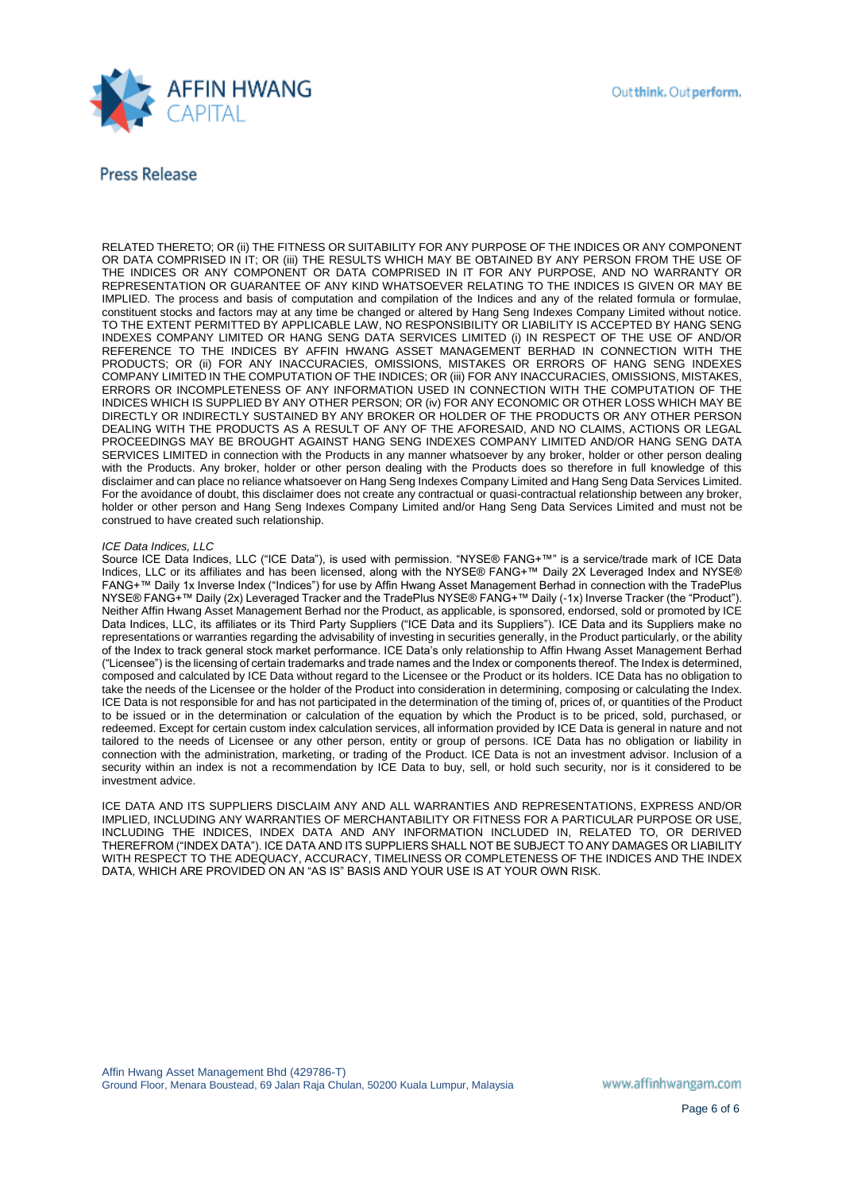RELATED THERETO; OR (ii) THE FITNESS OR SUITABILITY FOR ANY PURPOSE OF THE INDICES OR ANY COMPONENT OR DATA COMPRISED IN IT; OR (iii) THE RESULTS WHICH MAY BE OBTAINED BY ANY PERSON FROM THE USE OF THE INDICES OR ANY COMPONENT OR DATA COMPRISED IN IT FOR ANY PURPOSE, AND NO WARRANTY OR REPRESENTATION OR GUARANTEE OF ANY KIND WHATSOEVER RELATING TO THE INDICES IS GIVEN OR MAY BE IMPLIED. The process and basis of computation and compilation of the Indices and any of the related formula or formulae, constituent stocks and factors may at any time be changed or altered by Hang Seng Indexes Company Limited without notice. TO THE EXTENT PERMITTED BY APPLICABLE LAW, NO RESPONSIBILITY OR LIABILITY IS ACCEPTED BY HANG SENG INDEXES COMPANY LIMITED OR HANG SENG DATA SERVICES LIMITED (i) IN RESPECT OF THE USE OF AND/OR REFERENCE TO THE INDICES BY AFFIN HWANG ASSET MANAGEMENT BERHAD IN CONNECTION WITH THE PRODUCTS; OR (ii) FOR ANY INACCURACIES, OMISSIONS, MISTAKES OR ERRORS OF HANG SENG INDEXES COMPANY LIMITED IN THE COMPUTATION OF THE INDICES; OR (iii) FOR ANY INACCURACIES, OMISSIONS, MISTAKES, ERRORS OR INCOMPLETENESS OF ANY INFORMATION USED IN CONNECTION WITH THE COMPUTATION OF THE INDICES WHICH IS SUPPLIED BY ANY OTHER PERSON; OR (iv) FOR ANY ECONOMIC OR OTHER LOSS WHICH MAY BE DIRECTLY OR INDIRECTLY SUSTAINED BY ANY BROKER OR HOLDER OF THE PRODUCTS OR ANY OTHER PERSON DEALING WITH THE PRODUCTS AS A RESULT OF ANY OF THE AFORESAID, AND NO CLAIMS, ACTIONS OR LEGAL PROCEEDINGS MAY BE BROUGHT AGAINST HANG SENG INDEXES COMPANY LIMITED AND/OR HANG SENG DATA SERVICES LIMITED in connection with the Products in any manner whatsoever by any broker, holder or other person dealing with the Products. Any broker, holder or other person dealing with the Products does so therefore in full knowledge of this disclaimer and can place no reliance whatsoever on Hang Seng Indexes Company Limited and Hang Seng Data Services Limited. For the avoidance of doubt, this disclaimer does not create any contractual or quasi-contractual relationship between any broker, holder or other person and Hang Seng Indexes Company Limited and/or Hang Seng Data Services Limited and must not be construed to have created such relationship.

*ICE Data Indices, LLC*
Source ICE Data Indices, LLC ("ICE Data"), is used with permission. "NYSE® FANG+™" is a service/trade mark of ICE Data Indices, LLC or its affiliates and has been licensed, along with the NYSE® FANG+™ Daily 2X Leveraged Index and NYSE® FANG+™ Daily 1x Inverse Index ("Indices") for use by Affin Hwang Asset Management Berhad in connection with the TradePlus NYSE® FANG+™ Daily (2x) Leveraged Tracker and the TradePlus NYSE® FANG+™ Daily (-1x) Inverse Tracker (the "Product"). Neither Affin Hwang Asset Management Berhad nor the Product, as applicable, is sponsored, endorsed, sold or promoted by ICE Data Indices, LLC, its affiliates or its Third Party Suppliers ("ICE Data and its Suppliers"). ICE Data and its Suppliers make no representations or warranties regarding the advisability of investing in securities generally, in the Product particularly, or the ability of the Index to track general stock market performance. ICE Data's only relationship to Affin Hwang Asset Management Berhad ("Licensee") is the licensing of certain trademarks and trade names and the Index or components thereof. The Index is determined, composed and calculated by ICE Data without regard to the Licensee or the Product or its holders. ICE Data has no obligation to take the needs of the Licensee or the holder of the Product into consideration in determining, composing or calculating the Index. ICE Data is not responsible for and has not participated in the determination of the timing of, prices of, or quantities of the Product to be issued or in the determination or calculation of the equation by which the Product is to be priced, sold, purchased, or redeemed. Except for certain custom index calculation services, all information provided by ICE Data is general in nature and not tailored to the needs of Licensee or any other person, entity or group of persons. ICE Data has no obligation or liability in connection with the administration, marketing, or trading of the Product. ICE Data is not an investment advisor. Inclusion of a security within an index is not a recommendation by ICE Data to buy, sell, or hold such security, nor is it considered to be investment advice.

ICE DATA AND ITS SUPPLIERS DISCLAIM ANY AND ALL WARRANTIES AND REPRESENTATIONS, EXPRESS AND/OR IMPLIED, INCLUDING ANY WARRANTIES OF MERCHANTABILITY OR FITNESS FOR A PARTICULAR PURPOSE OR USE, INCLUDING THE INDICES, INDEX DATA AND ANY INFORMATION INCLUDED IN, RELATED TO, OR DERIVED THEREFROM ("INDEX DATA"). ICE DATA AND ITS SUPPLIERS SHALL NOT BE SUBJECT TO ANY DAMAGES OR LIABILITY WITH RESPECT TO THE ADEQUACY, ACCURACY, TIMELINESS OR COMPLETENESS OF THE INDICES AND THE INDEX DATA, WHICH ARE PROVIDED ON AN "AS IS" BASIS AND YOUR USE IS AT YOUR OWN RISK.